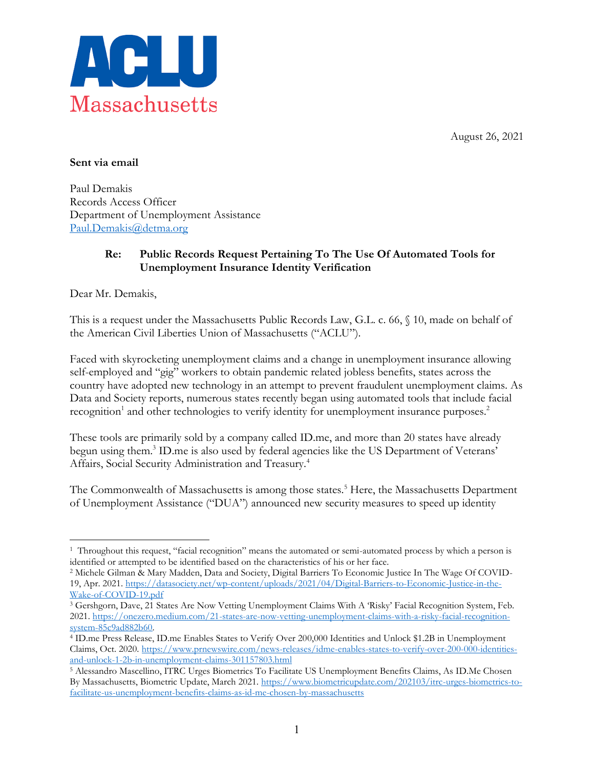**ACLU**
Massachusetts

August 26, 2021

**Sent via email**

Paul Demakis
Records Access Officer
Department of Unemployment Assistance
Paul.Demakis@detma.org

**Re: Public Records Request Pertaining To The Use Of Automated Tools for Unemployment Insurance Identity Verification**

Dear Mr. Demakis,

This is a request under the Massachusetts Public Records Law, G.L. c. 66, § 10, made on behalf of the American Civil Liberties Union of Massachusetts ("ACLU").

Faced with skyrocketing unemployment claims and a change in unemployment insurance allowing self-employed and "gig" workers to obtain pandemic related jobless benefits, states across the country have adopted new technology in an attempt to prevent fraudulent unemployment claims. As Data and Society reports, numerous states recently began using automated tools that include facial recognition[1] and other technologies to verify identity for unemployment insurance purposes.[2]

These tools are primarily sold by a company called ID.me, and more than 20 states have already begun using them.[3] ID.me is also used by federal agencies like the US Department of Veterans' Affairs, Social Security Administration and Treasury.[4]

The Commonwealth of Massachusetts is among those states.[5] Here, the Massachusetts Department of Unemployment Assistance ("DUA") announced new security measures to speed up identity

---

[1] Throughout this request, "facial recognition" means the automated or semi-automated process by which a person is identified or attempted to be identified based on the characteristics of his or her face.

[2] Michele Gilman & Mary Madden, Data and Society, Digital Barriers To Economic Justice In The Wage Of COVID-19, Apr. 2021. https://datasociety.net/wp-content/uploads/2021/04/Digital-Barriers-to-Economic-Justice-in-the-Wake-of-COVID-19.pdf

[3] Gershgorn, Dave, 21 States Are Now Vetting Unemployment Claims With A 'Risky' Facial Recognition System, Feb. 2021. https://onezero.medium.com/21-states-are-now-vetting-unemployment-claims-with-a-risky-facial-recognition-system-85c9ad882b60.

[4] ID.me Press Release, ID.me Enables States to Verify Over 200,000 Identities and Unlock $1.2B in Unemployment Claims, Oct. 2020. https://www.prnewswire.com/news-releases/idme-enables-states-to-verify-over-200-000-identities-and-unlock-1-2b-in-unemployment-claims-301157803.html

[5] Alessandro Mascellino, ITRC Urges Biometrics To Facilitate US Unemployment Benefits Claims, As ID.Me Chosen By Massachusetts, Biometric Update, March 2021. https://www.biometricupdate.com/202103/itrc-urges-biometrics-to-facilitate-us-unemployment-benefits-claims-as-id-me-chosen-by-massachusetts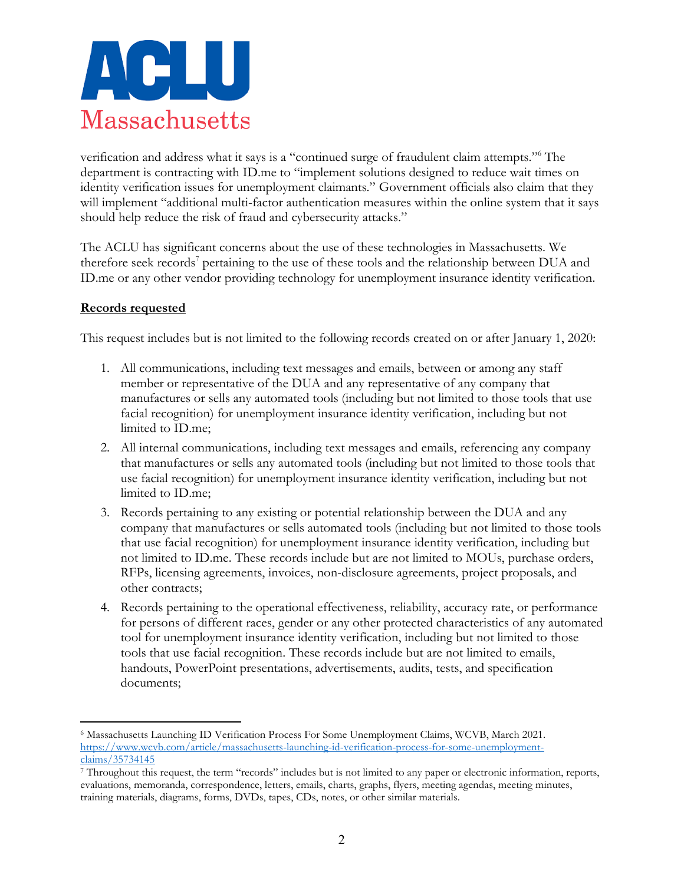verification and address what it says is a "continued surge of fraudulent claim attempts."[6] The department is contracting with ID.me to "implement solutions designed to reduce wait times on identity verification issues for unemployment claimants." Government officials also claim that they will implement "additional multi-factor authentication measures within the online system that it says should help reduce the risk of fraud and cybersecurity attacks."

The ACLU has significant concerns about the use of these technologies in Massachusetts. We therefore seek records[7] pertaining to the use of these tools and the relationship between DUA and ID.me or any other vendor providing technology for unemployment insurance identity verification.

**Records requested**

This request includes but is not limited to the following records created on or after January 1, 2020:

1. All communications, including text messages and emails, between or among any staff member or representative of the DUA and any representative of any company that manufactures or sells any automated tools (including but not limited to those tools that use facial recognition) for unemployment insurance identity verification, including but not limited to ID.me;
2. All internal communications, including text messages and emails, referencing any company that manufactures or sells any automated tools (including but not limited to those tools that use facial recognition) for unemployment insurance identity verification, including but not limited to ID.me;
3. Records pertaining to any existing or potential relationship between the DUA and any company that manufactures or sells automated tools (including but not limited to those tools that use facial recognition) for unemployment insurance identity verification, including but not limited to ID.me. These records include but are not limited to MOUs, purchase orders, RFPs, licensing agreements, invoices, non-disclosure agreements, project proposals, and other contracts;
4. Records pertaining to the operational effectiveness, reliability, accuracy rate, or performance for persons of different races, gender or any other protected characteristics of any automated tool for unemployment insurance identity verification, including but not limited to those tools that use facial recognition. These records include but are not limited to emails, handouts, PowerPoint presentations, advertisements, audits, tests, and specification documents;

---

[6] Massachusetts Launching ID Verification Process For Some Unemployment Claims, WCVB, March 2021. https://www.wcvb.com/article/massachusetts-launching-id-verification-process-for-some-unemployment-claims/35734145

[7] Throughout this request, the term "records" includes but is not limited to any paper or electronic information, reports, evaluations, memoranda, correspondence, letters, emails, charts, graphs, flyers, meeting agendas, meeting minutes, training materials, diagrams, forms, DVDs, tapes, CDs, notes, or other similar materials.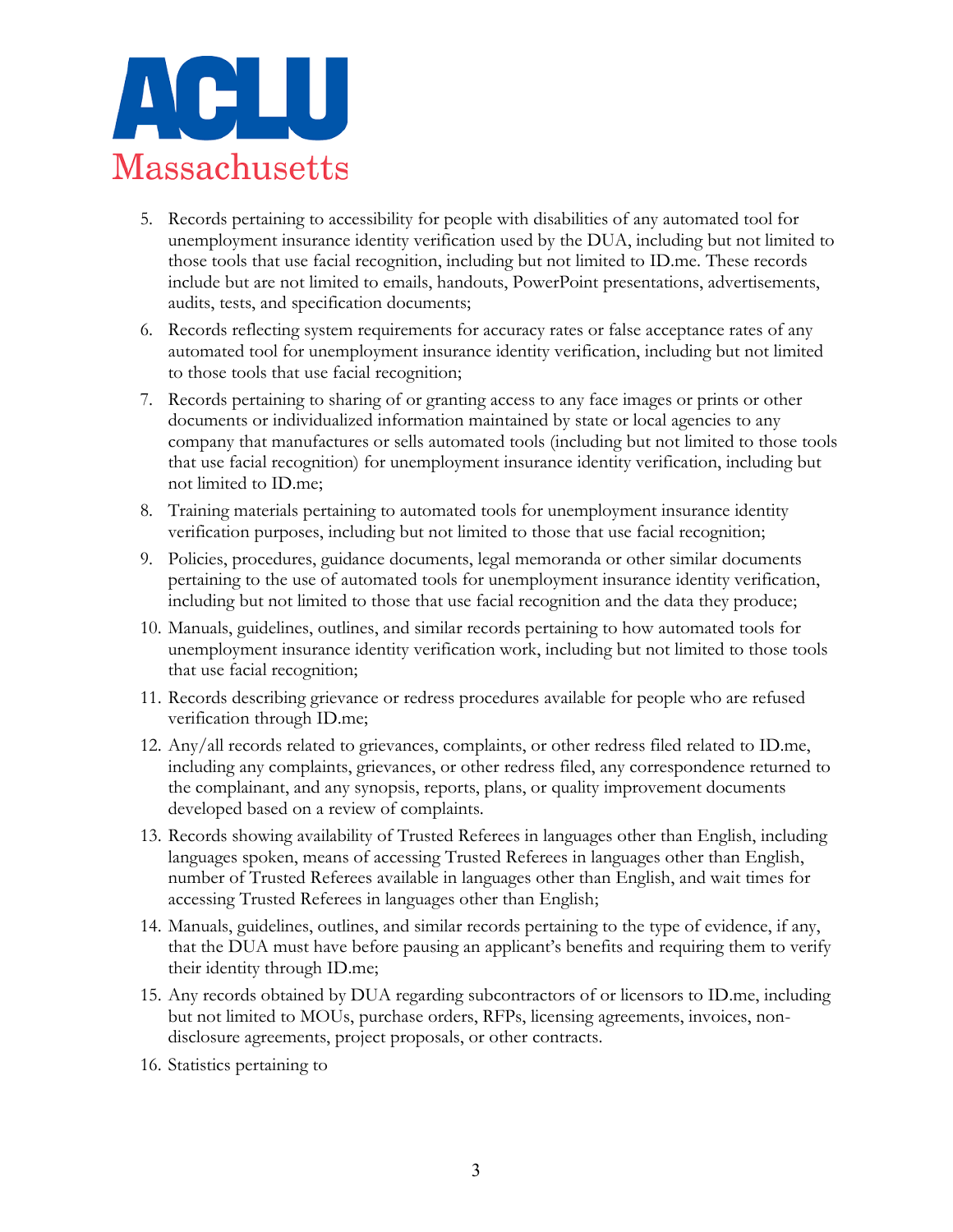5. Records pertaining to accessibility for people with disabilities of any automated tool for unemployment insurance identity verification used by the DUA, including but not limited to those tools that use facial recognition, including but not limited to ID.me. These records include but are not limited to emails, handouts, PowerPoint presentations, advertisements, audits, tests, and specification documents;
6. Records reflecting system requirements for accuracy rates or false acceptance rates of any automated tool for unemployment insurance identity verification, including but not limited to those tools that use facial recognition;
7. Records pertaining to sharing of or granting access to any face images or prints or other documents or individualized information maintained by state or local agencies to any company that manufactures or sells automated tools (including but not limited to those tools that use facial recognition) for unemployment insurance identity verification, including but not limited to ID.me;
8. Training materials pertaining to automated tools for unemployment insurance identity verification purposes, including but not limited to those that use facial recognition;
9. Policies, procedures, guidance documents, legal memoranda or other similar documents pertaining to the use of automated tools for unemployment insurance identity verification, including but not limited to those that use facial recognition and the data they produce;
10. Manuals, guidelines, outlines, and similar records pertaining to how automated tools for unemployment insurance identity verification work, including but not limited to those tools that use facial recognition;
11. Records describing grievance or redress procedures available for people who are refused verification through ID.me;
12. Any/all records related to grievances, complaints, or other redress filed related to ID.me, including any complaints, grievances, or other redress filed, any correspondence returned to the complainant, and any synopsis, reports, plans, or quality improvement documents developed based on a review of complaints.
13. Records showing availability of Trusted Referees in languages other than English, including languages spoken, means of accessing Trusted Referees in languages other than English, number of Trusted Referees available in languages other than English, and wait times for accessing Trusted Referees in languages other than English;
14. Manuals, guidelines, outlines, and similar records pertaining to the type of evidence, if any, that the DUA must have before pausing an applicant's benefits and requiring them to verify their identity through ID.me;
15. Any records obtained by DUA regarding subcontractors of or licensors to ID.me, including but not limited to MOUs, purchase orders, RFPs, licensing agreements, invoices, non-disclosure agreements, project proposals, or other contracts.
16. Statistics pertaining to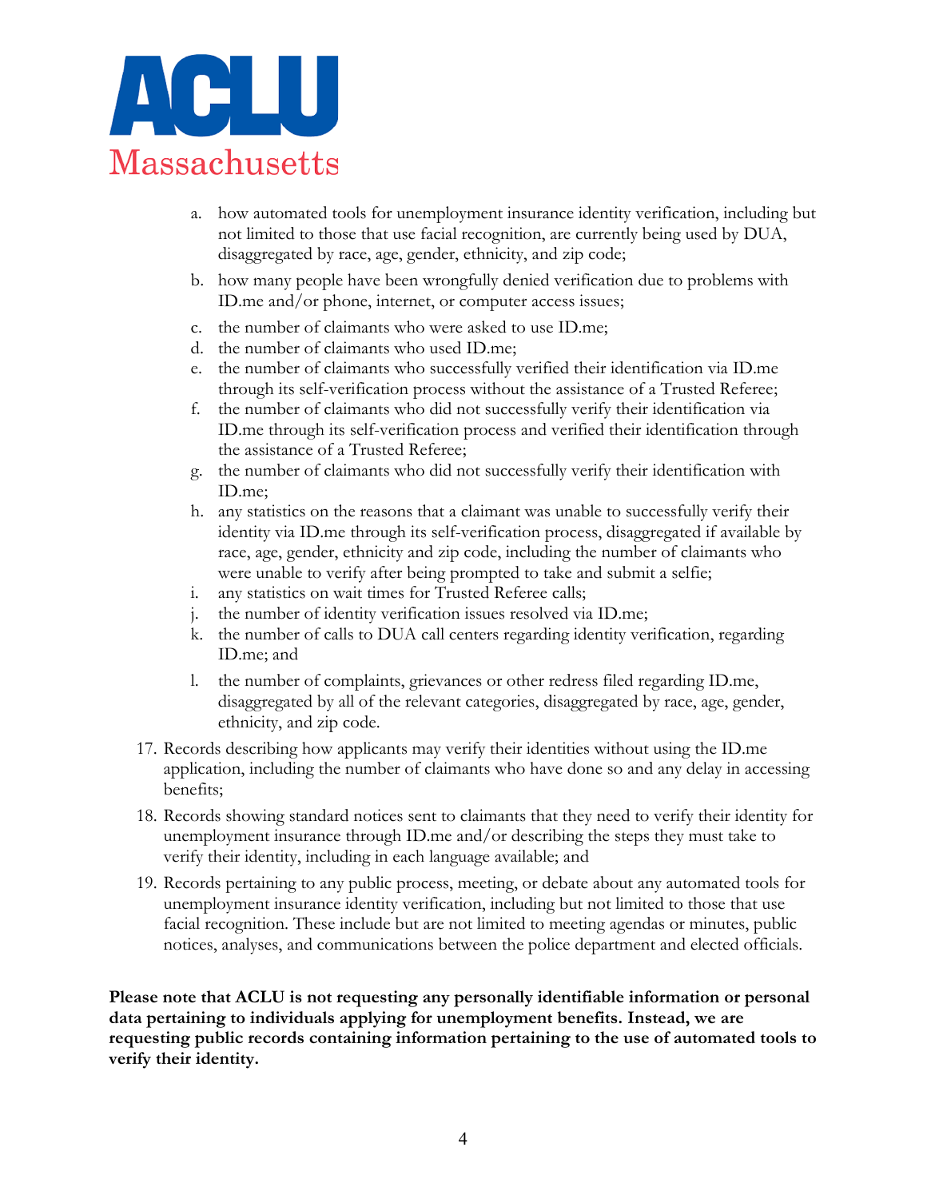a. how automated tools for unemployment insurance identity verification, including but not limited to those that use facial recognition, are currently being used by DUA, disaggregated by race, age, gender, ethnicity, and zip code;
b. how many people have been wrongfully denied verification due to problems with ID.me and/or phone, internet, or computer access issues;
c. the number of claimants who were asked to use ID.me;
d. the number of claimants who used ID.me;
e. the number of claimants who successfully verified their identification via ID.me through its self-verification process without the assistance of a Trusted Referee;
f. the number of claimants who did not successfully verify their identification via ID.me through its self-verification process and verified their identification through the assistance of a Trusted Referee;
g. the number of claimants who did not successfully verify their identification with ID.me;
h. any statistics on the reasons that a claimant was unable to successfully verify their identity via ID.me through its self-verification process, disaggregated if available by race, age, gender, ethnicity and zip code, including the number of claimants who were unable to verify after being prompted to take and submit a selfie;
i. any statistics on wait times for Trusted Referee calls;
j. the number of identity verification issues resolved via ID.me;
k. the number of calls to DUA call centers regarding identity verification, regarding ID.me; and
l. the number of complaints, grievances or other redress filed regarding ID.me, disaggregated by all of the relevant categories, disaggregated by race, age, gender, ethnicity, and zip code.

17. Records describing how applicants may verify their identities without using the ID.me application, including the number of claimants who have done so and any delay in accessing benefits;
18. Records showing standard notices sent to claimants that they need to verify their identity for unemployment insurance through ID.me and/or describing the steps they must take to verify their identity, including in each language available; and
19. Records pertaining to any public process, meeting, or debate about any automated tools for unemployment insurance identity verification, including but not limited to those that use facial recognition. These include but are not limited to meeting agendas or minutes, public notices, analyses, and communications between the police department and elected officials.

**Please note that ACLU is not requesting any personally identifiable information or personal data pertaining to individuals applying for unemployment benefits. Instead, we are requesting public records containing information pertaining to the use of automated tools to verify their identity.**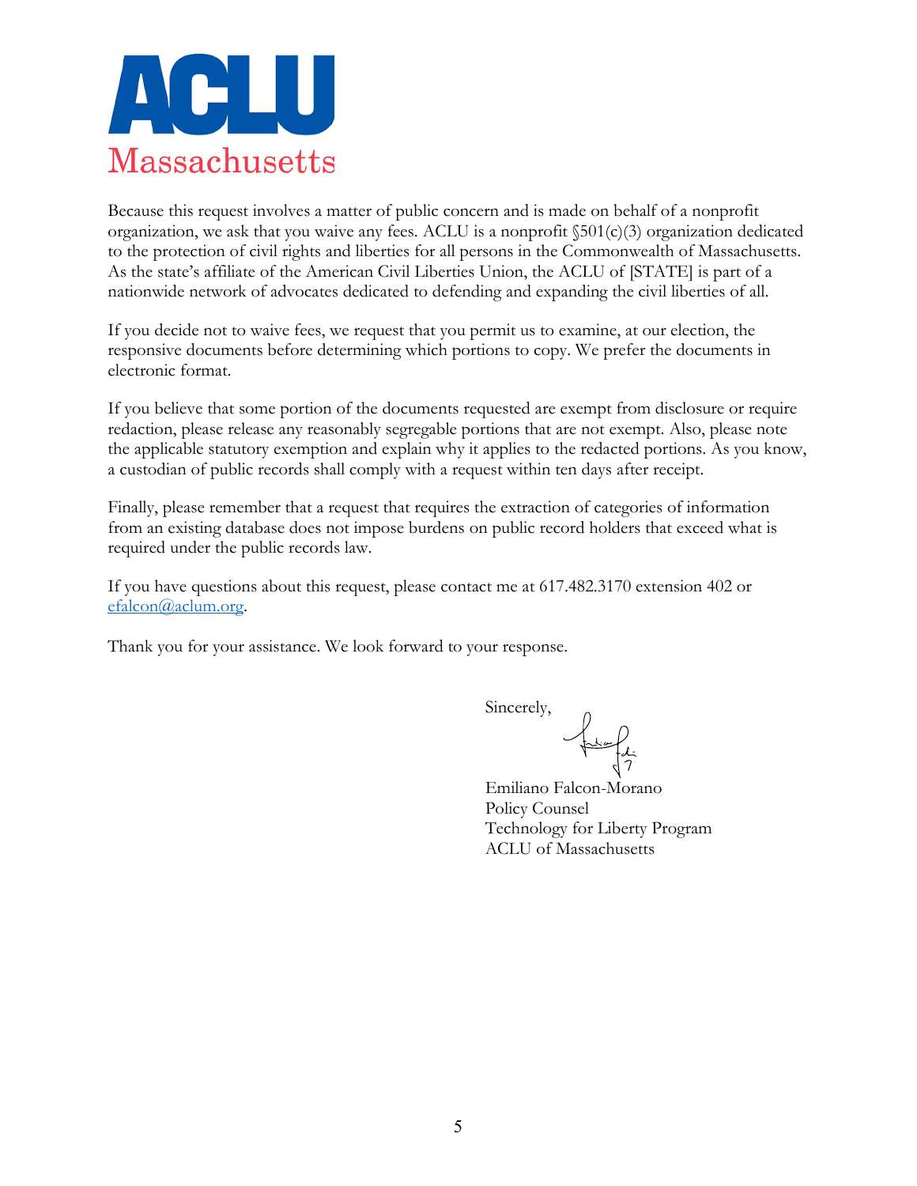**ACLU**
Massachusetts

Because this request involves a matter of public concern and is made on behalf of a nonprofit organization, we ask that you waive any fees. ACLU is a nonprofit §501(c)(3) organization dedicated to the protection of civil rights and liberties for all persons in the Commonwealth of Massachusetts. As the state's affiliate of the American Civil Liberties Union, the ACLU of [STATE] is part of a nationwide network of advocates dedicated to defending and expanding the civil liberties of all.

If you decide not to waive fees, we request that you permit us to examine, at our election, the responsive documents before determining which portions to copy. We prefer the documents in electronic format.

If you believe that some portion of the documents requested are exempt from disclosure or require redaction, please release any reasonably segregable portions that are not exempt. Also, please note the applicable statutory exemption and explain why it applies to the redacted portions. As you know, a custodian of public records shall comply with a request within ten days after receipt.

Finally, please remember that a request that requires the extraction of categories of information from an existing database does not impose burdens on public record holders that exceed what is required under the public records law.

If you have questions about this request, please contact me at 617.482.3170 extension 402 or efalcon@aclum.org.

Thank you for your assistance. We look forward to your response.

Sincerely,

Emiliano Falcon-Morano
Policy Counsel
Technology for Liberty Program
ACLU of Massachusetts